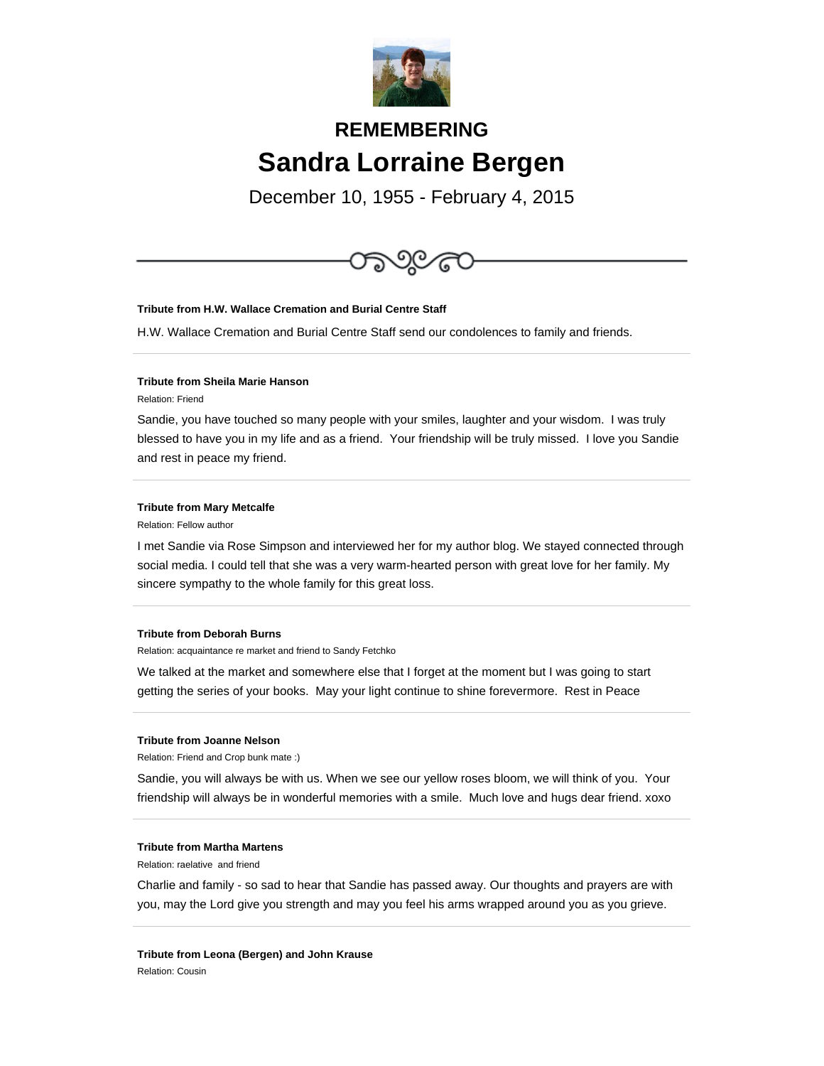# REMEMBERING

# Sandra Lorraine Bergen

December 10, 1955 - February 4, 2015

---

**Tribute from H.W. Wallace Cremation and Burial Centre Staff**

H.W. Wallace Cremation and Burial Centre Staff send our condolences to family and friends.

---

**Tribute from Sheila Marie Hanson**

Relation: Friend

Sandie, you have touched so many people with your smiles, laughter and your wisdom. I was truly blessed to have you in my life and as a friend. Your friendship will be truly missed. I love you Sandie and rest in peace my friend.

---

**Tribute from Mary Metcalfe**

Relation: Fellow author

I met Sandie via Rose Simpson and interviewed her for my author blog. We stayed connected through social media. I could tell that she was a very warm-hearted person with great love for her family. My sincere sympathy to the whole family for this great loss.

---

**Tribute from Deborah Burns**

Relation: acquaintance re market and friend to Sandy Fetchko

We talked at the market and somewhere else that I forget at the moment but I was going to start getting the series of your books. May your light continue to shine forevermore. Rest in Peace

---

**Tribute from Joanne Nelson**

Relation: Friend and Crop bunk mate :)

Sandie, you will always be with us. When we see our yellow roses bloom, we will think of you. Your friendship will always be in wonderful memories with a smile. Much love and hugs dear friend. xoxo

---

**Tribute from Martha Martens**

Relation: raelative and friend

Charlie and family - so sad to hear that Sandie has passed away. Our thoughts and prayers are with you, may the Lord give you strength and may you feel his arms wrapped around you as you grieve.

---

**Tribute from Leona (Bergen) and John Krause**

Relation: Cousin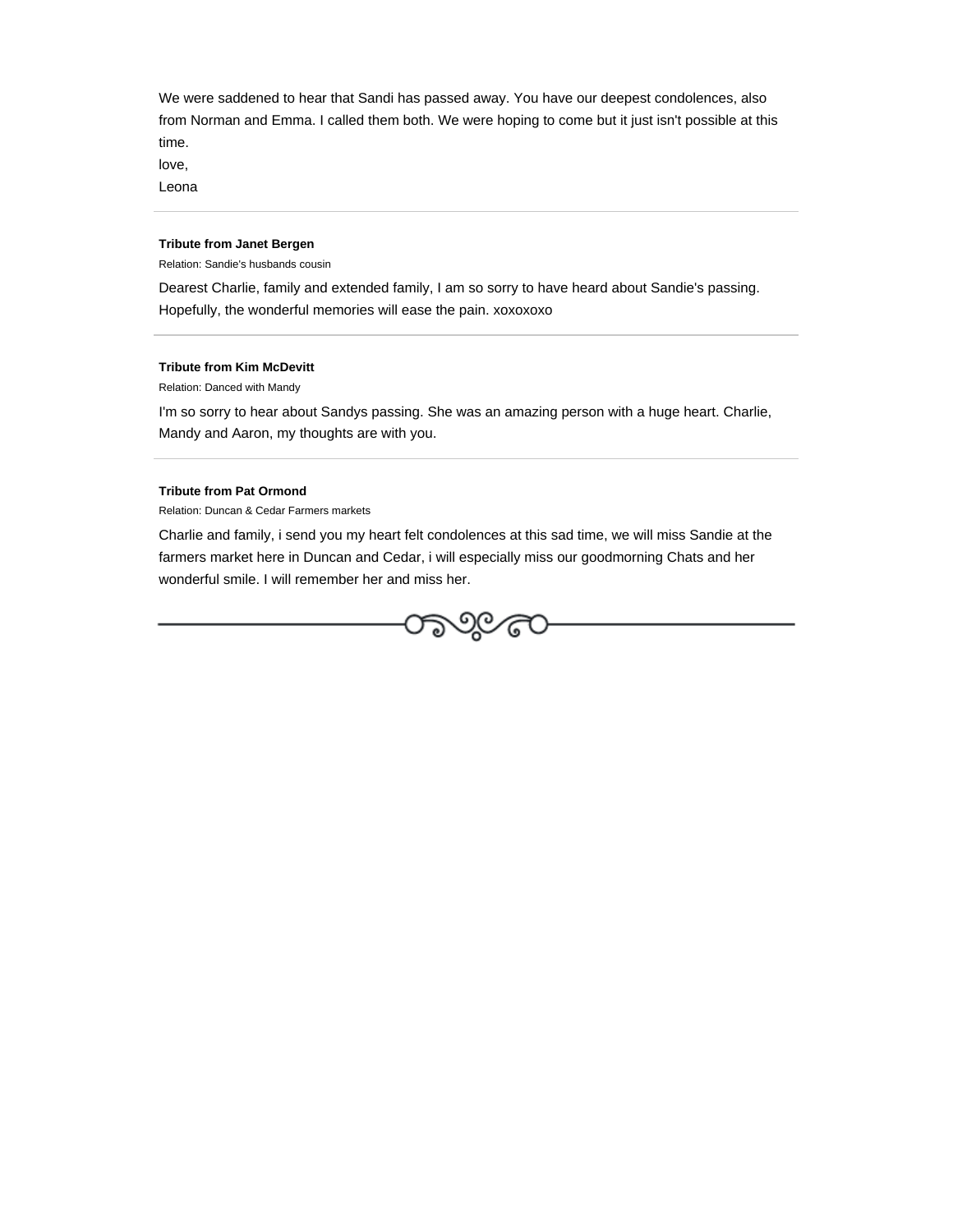We were saddened to hear that Sandi has passed away. You have our deepest condolences, also from Norman and Emma. I called them both. We were hoping to come but it just isn't possible at this time.
love,
Leona

---

**Tribute from Janet Bergen**

Relation: Sandie's husbands cousin

Dearest Charlie, family and extended family, I am so sorry to have heard about Sandie's passing. Hopefully, the wonderful memories will ease the pain. xoxoxoxo

---

**Tribute from Kim McDevitt**

Relation: Danced with Mandy

I'm so sorry to hear about Sandys passing. She was an amazing person with a huge heart. Charlie, Mandy and Aaron, my thoughts are with you.

---

**Tribute from Pat Ormond**

Relation: Duncan & Cedar Farmers markets

Charlie and family, i send you my heart felt condolences at this sad time, we will miss Sandie at the farmers market here in Duncan and Cedar, i will especially miss our goodmorning Chats and her wonderful smile. I will remember her and miss her.